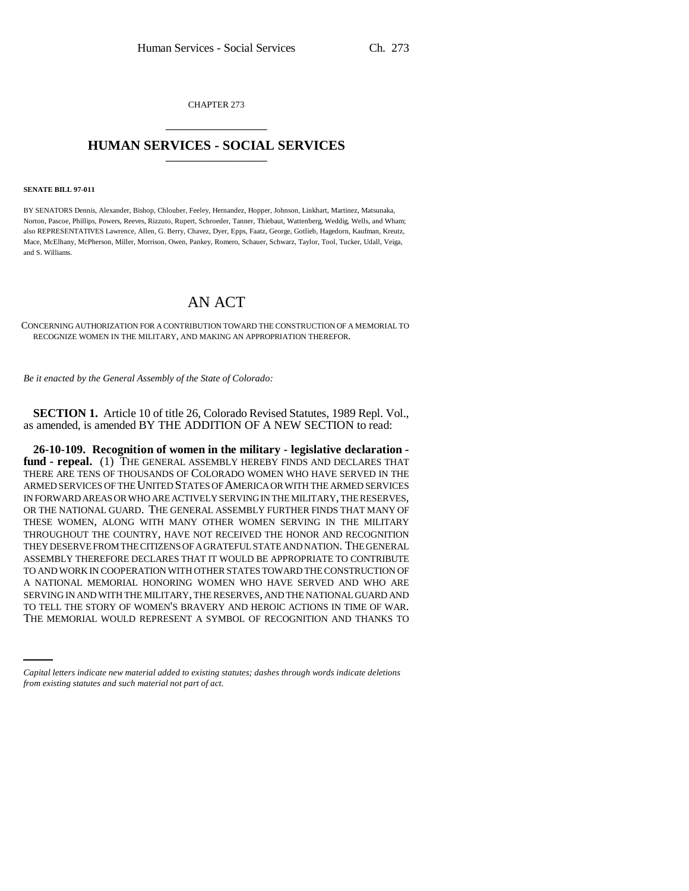CHAPTER 273

# HUMAN SERVICES - SOCIAL SERVICES

**SENATE BILL 97-011**

BY SENATORS Dennis, Alexander, Bishop, Chlouber, Feeley, Hernandez, Hopper, Johnson, Linkhart, Martinez, Matsunaka, Norton, Pascoe, Phillips, Powers, Reeves, Rizzuto, Rupert, Schroeder, Tanner, Thiebaut, Wattenberg, Weddig, Wells, and Wham; also REPRESENTATIVES Lawrence, Allen, G. Berry, Chavez, Dyer, Epps, Faatz, George, Gotlieb, Hagedorn, Kaufman, Kreutz, Mace, McElhany, McPherson, Miller, Morrison, Owen, Pankey, Romero, Schauer, Schwarz, Taylor, Tool, Tucker, Udall, Veiga, and S. Williams.

# AN ACT

CONCERNING AUTHORIZATION FOR A CONTRIBUTION TOWARD THE CONSTRUCTION OF A MEMORIAL TO RECOGNIZE WOMEN IN THE MILITARY, AND MAKING AN APPROPRIATION THEREFOR.

*Be it enacted by the General Assembly of the State of Colorado:*

**SECTION 1.** Article 10 of title 26, Colorado Revised Statutes, 1989 Repl. Vol., as amended, is amended BY THE ADDITION OF A NEW SECTION to read:

**26-10-109. Recognition of women in the military - legislative declaration - fund - repeal.** (1) THE GENERAL ASSEMBLY HEREBY FINDS AND DECLARES THAT THERE ARE TENS OF THOUSANDS OF COLORADO WOMEN WHO HAVE SERVED IN THE ARMED SERVICES OF THE UNITED STATES OF AMERICA OR WITH THE ARMED SERVICES IN FORWARD AREAS OR WHO ARE ACTIVELY SERVING IN THE MILITARY, THE RESERVES, OR THE NATIONAL GUARD. THE GENERAL ASSEMBLY FURTHER FINDS THAT MANY OF THESE WOMEN, ALONG WITH MANY OTHER WOMEN SERVING IN THE MILITARY THROUGHOUT THE COUNTRY, HAVE NOT RECEIVED THE HONOR AND RECOGNITION THEY DESERVE FROM THE CITIZENS OF A GRATEFUL STATE AND NATION. THE GENERAL ASSEMBLY THEREFORE DECLARES THAT IT WOULD BE APPROPRIATE TO CONTRIBUTE TO AND WORK IN COOPERATION WITH OTHER STATES TOWARD THE CONSTRUCTION OF A NATIONAL MEMORIAL HONORING WOMEN WHO HAVE SERVED AND WHO ARE SERVING IN AND WITH THE MILITARY, THE RESERVES, AND THE NATIONAL GUARD AND TO TELL THE STORY OF WOMEN'S BRAVERY AND HEROIC ACTIONS IN TIME OF WAR. THE MEMORIAL WOULD REPRESENT A SYMBOL OF RECOGNITION AND THANKS TO

*Capital letters indicate new material added to existing statutes; dashes through words indicate deletions from existing statutes and such material not part of act.*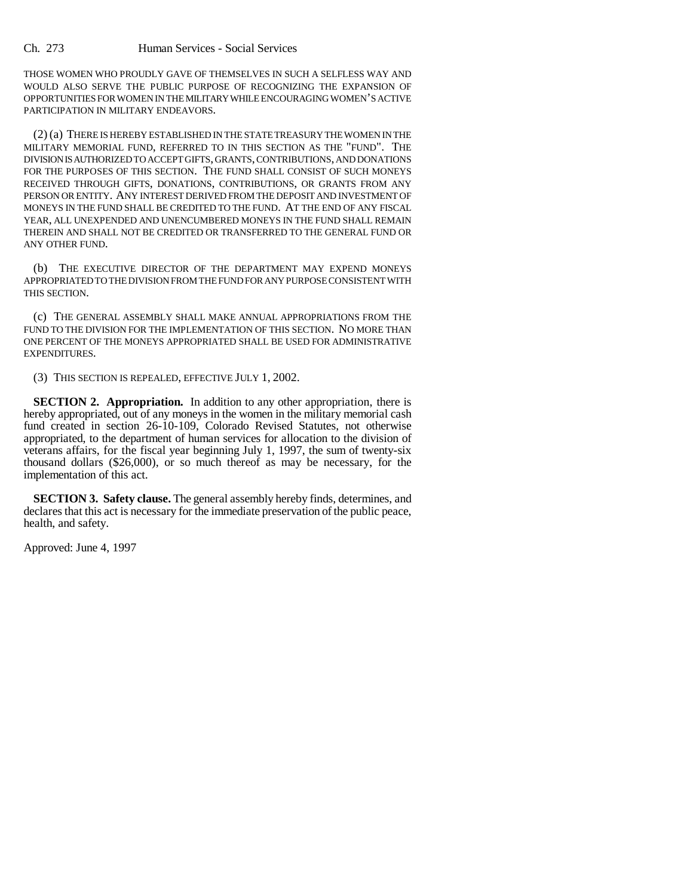THOSE WOMEN WHO PROUDLY GAVE OF THEMSELVES IN SUCH A SELFLESS WAY AND WOULD ALSO SERVE THE PUBLIC PURPOSE OF RECOGNIZING THE EXPANSION OF OPPORTUNITIES FOR WOMEN IN THE MILITARY WHILE ENCOURAGING WOMEN'S ACTIVE PARTICIPATION IN MILITARY ENDEAVORS.

(2) (a) THERE IS HEREBY ESTABLISHED IN THE STATE TREASURY THE WOMEN IN THE MILITARY MEMORIAL FUND, REFERRED TO IN THIS SECTION AS THE "FUND". THE DIVISION IS AUTHORIZED TO ACCEPT GIFTS, GRANTS, CONTRIBUTIONS, AND DONATIONS FOR THE PURPOSES OF THIS SECTION. THE FUND SHALL CONSIST OF SUCH MONEYS RECEIVED THROUGH GIFTS, DONATIONS, CONTRIBUTIONS, OR GRANTS FROM ANY PERSON OR ENTITY. ANY INTEREST DERIVED FROM THE DEPOSIT AND INVESTMENT OF MONEYS IN THE FUND SHALL BE CREDITED TO THE FUND. AT THE END OF ANY FISCAL YEAR, ALL UNEXPENDED AND UNENCUMBERED MONEYS IN THE FUND SHALL REMAIN THEREIN AND SHALL NOT BE CREDITED OR TRANSFERRED TO THE GENERAL FUND OR ANY OTHER FUND.

(b) THE EXECUTIVE DIRECTOR OF THE DEPARTMENT MAY EXPEND MONEYS APPROPRIATED TO THE DIVISION FROM THE FUND FOR ANY PURPOSE CONSISTENT WITH THIS SECTION.

(c) THE GENERAL ASSEMBLY SHALL MAKE ANNUAL APPROPRIATIONS FROM THE FUND TO THE DIVISION FOR THE IMPLEMENTATION OF THIS SECTION. NO MORE THAN ONE PERCENT OF THE MONEYS APPROPRIATED SHALL BE USED FOR ADMINISTRATIVE EXPENDITURES.

(3) THIS SECTION IS REPEALED, EFFECTIVE JULY 1, 2002.

**SECTION 2. Appropriation.** In addition to any other appropriation, there is hereby appropriated, out of any moneys in the women in the military memorial cash fund created in section 26-10-109, Colorado Revised Statutes, not otherwise appropriated, to the department of human services for allocation to the division of veterans affairs, for the fiscal year beginning July 1, 1997, the sum of twenty-six thousand dollars ($26,000), or so much thereof as may be necessary, for the implementation of this act.

**SECTION 3. Safety clause.** The general assembly hereby finds, determines, and declares that this act is necessary for the immediate preservation of the public peace, health, and safety.

Approved: June 4, 1997